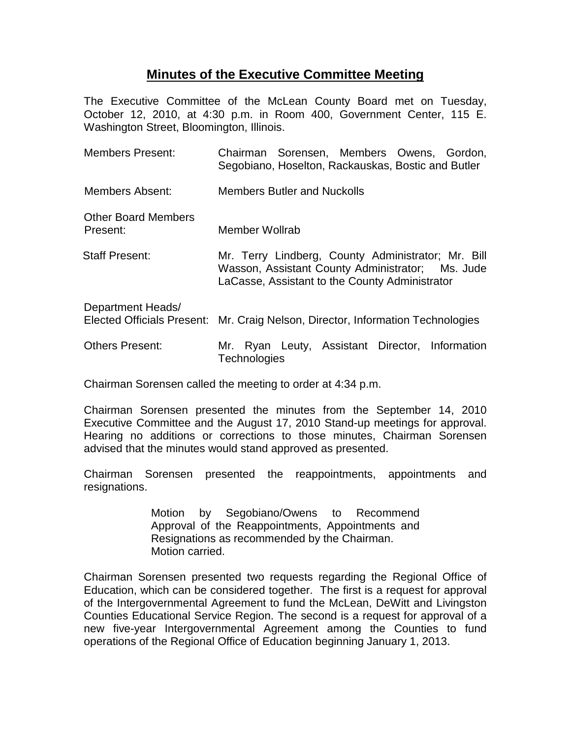# Minutes of the Executive Committee Meeting

The Executive Committee of the McLean County Board met on Tuesday, October 12, 2010, at 4:30 p.m. in Room 400, Government Center, 115 E. Washington Street, Bloomington, Illinois.

| | |
|---|---|
| Members Present: | Chairman Sorensen, Members Owens, Gordon, Segobiano, Hoselton, Rackauskas, Bostic and Butler |
| Members Absent: | Members Butler and Nuckolls |
| Other Board Members Present: | Member Wollrab |
| Staff Present: | Mr. Terry Lindberg, County Administrator; Mr. Bill Wasson, Assistant County Administrator; Ms. Jude LaCasse, Assistant to the County Administrator |
| Department Heads/ Elected Officials Present: | Mr. Craig Nelson, Director, Information Technologies |
| Others Present: | Mr. Ryan Leuty, Assistant Director, Information Technologies |

Chairman Sorensen called the meeting to order at 4:34 p.m.

Chairman Sorensen presented the minutes from the September 14, 2010 Executive Committee and the August 17, 2010 Stand-up meetings for approval. Hearing no additions or corrections to those minutes, Chairman Sorensen advised that the minutes would stand approved as presented.

Chairman Sorensen presented the reappointments, appointments and resignations.

> Motion by Segobiano/Owens to Recommend Approval of the Reappointments, Appointments and Resignations as recommended by the Chairman.
> Motion carried.

Chairman Sorensen presented two requests regarding the Regional Office of Education, which can be considered together. The first is a request for approval of the Intergovernmental Agreement to fund the McLean, DeWitt and Livingston Counties Educational Service Region. The second is a request for approval of a new five-year Intergovernmental Agreement among the Counties to fund operations of the Regional Office of Education beginning January 1, 2013.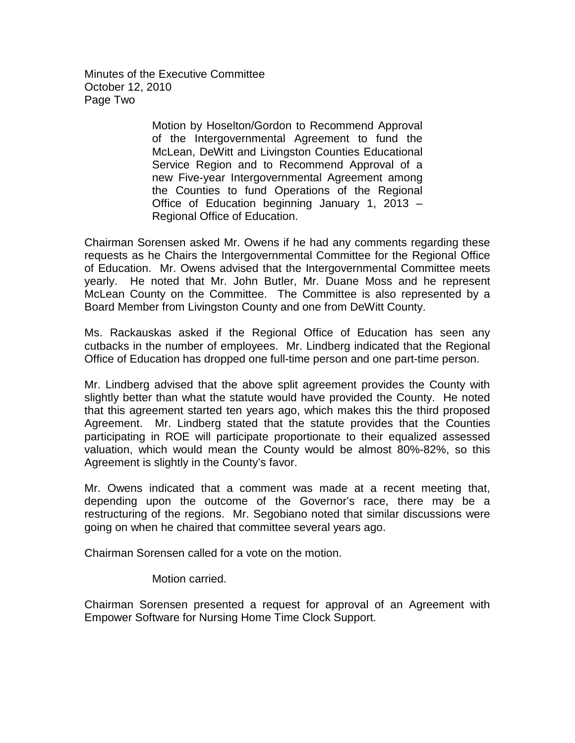Motion by Hoselton/Gordon to Recommend Approval of the Intergovernmental Agreement to fund the McLean, DeWitt and Livingston Counties Educational Service Region and to Recommend Approval of a new Five-year Intergovernmental Agreement among the Counties to fund Operations of the Regional Office of Education beginning January 1, 2013 – Regional Office of Education.

Chairman Sorensen asked Mr. Owens if he had any comments regarding these requests as he Chairs the Intergovernmental Committee for the Regional Office of Education. Mr. Owens advised that the Intergovernmental Committee meets yearly. He noted that Mr. John Butler, Mr. Duane Moss and he represent McLean County on the Committee. The Committee is also represented by a Board Member from Livingston County and one from DeWitt County.

Ms. Rackauskas asked if the Regional Office of Education has seen any cutbacks in the number of employees. Mr. Lindberg indicated that the Regional Office of Education has dropped one full-time person and one part-time person.

Mr. Lindberg advised that the above split agreement provides the County with slightly better than what the statute would have provided the County. He noted that this agreement started ten years ago, which makes this the third proposed Agreement. Mr. Lindberg stated that the statute provides that the Counties participating in ROE will participate proportionate to their equalized assessed valuation, which would mean the County would be almost 80%-82%, so this Agreement is slightly in the County's favor.

Mr. Owens indicated that a comment was made at a recent meeting that, depending upon the outcome of the Governor's race, there may be a restructuring of the regions. Mr. Segobiano noted that similar discussions were going on when he chaired that committee several years ago.

Chairman Sorensen called for a vote on the motion.

Motion carried.

Chairman Sorensen presented a request for approval of an Agreement with Empower Software for Nursing Home Time Clock Support.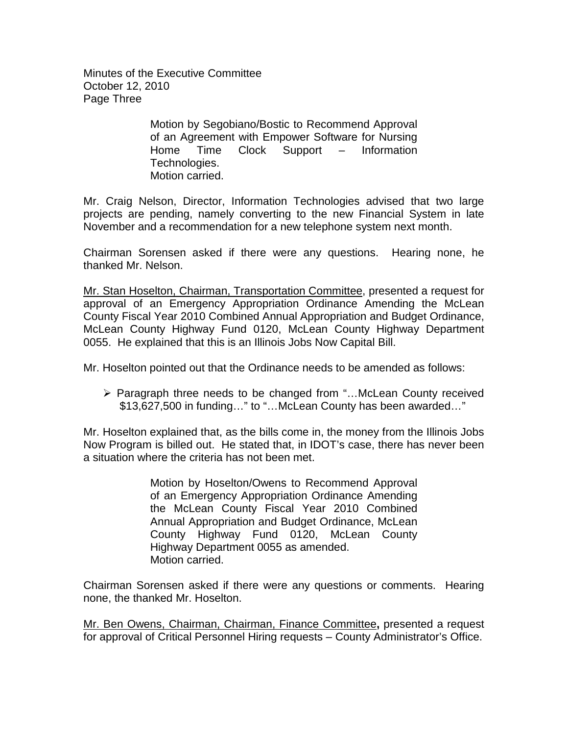Motion by Segobiano/Bostic to Recommend Approval of an Agreement with Empower Software for Nursing Home Time Clock Support – Information Technologies.
Motion carried.

Mr. Craig Nelson, Director, Information Technologies advised that two large projects are pending, namely converting to the new Financial System in late November and a recommendation for a new telephone system next month.

Chairman Sorensen asked if there were any questions. Hearing none, he thanked Mr. Nelson.

<u>Mr. Stan Hoselton, Chairman, Transportation Committee</u>, presented a request for approval of an Emergency Appropriation Ordinance Amending the McLean County Fiscal Year 2010 Combined Annual Appropriation and Budget Ordinance, McLean County Highway Fund 0120, McLean County Highway Department 0055. He explained that this is an Illinois Jobs Now Capital Bill.

Mr. Hoselton pointed out that the Ordinance needs to be amended as follows:

- Paragraph three needs to be changed from "…McLean County received $13,627,500 in funding…" to "…McLean County has been awarded…"

Mr. Hoselton explained that, as the bills come in, the money from the Illinois Jobs Now Program is billed out. He stated that, in IDOT's case, there has never been a situation where the criteria has not been met.

Motion by Hoselton/Owens to Recommend Approval of an Emergency Appropriation Ordinance Amending the McLean County Fiscal Year 2010 Combined Annual Appropriation and Budget Ordinance, McLean County Highway Fund 0120, McLean County Highway Department 0055 as amended.
Motion carried.

Chairman Sorensen asked if there were any questions or comments. Hearing none, the thanked Mr. Hoselton.

<u>Mr. Ben Owens, Chairman, Chairman, Finance Committee</u>**,** presented a request for approval of Critical Personnel Hiring requests – County Administrator's Office.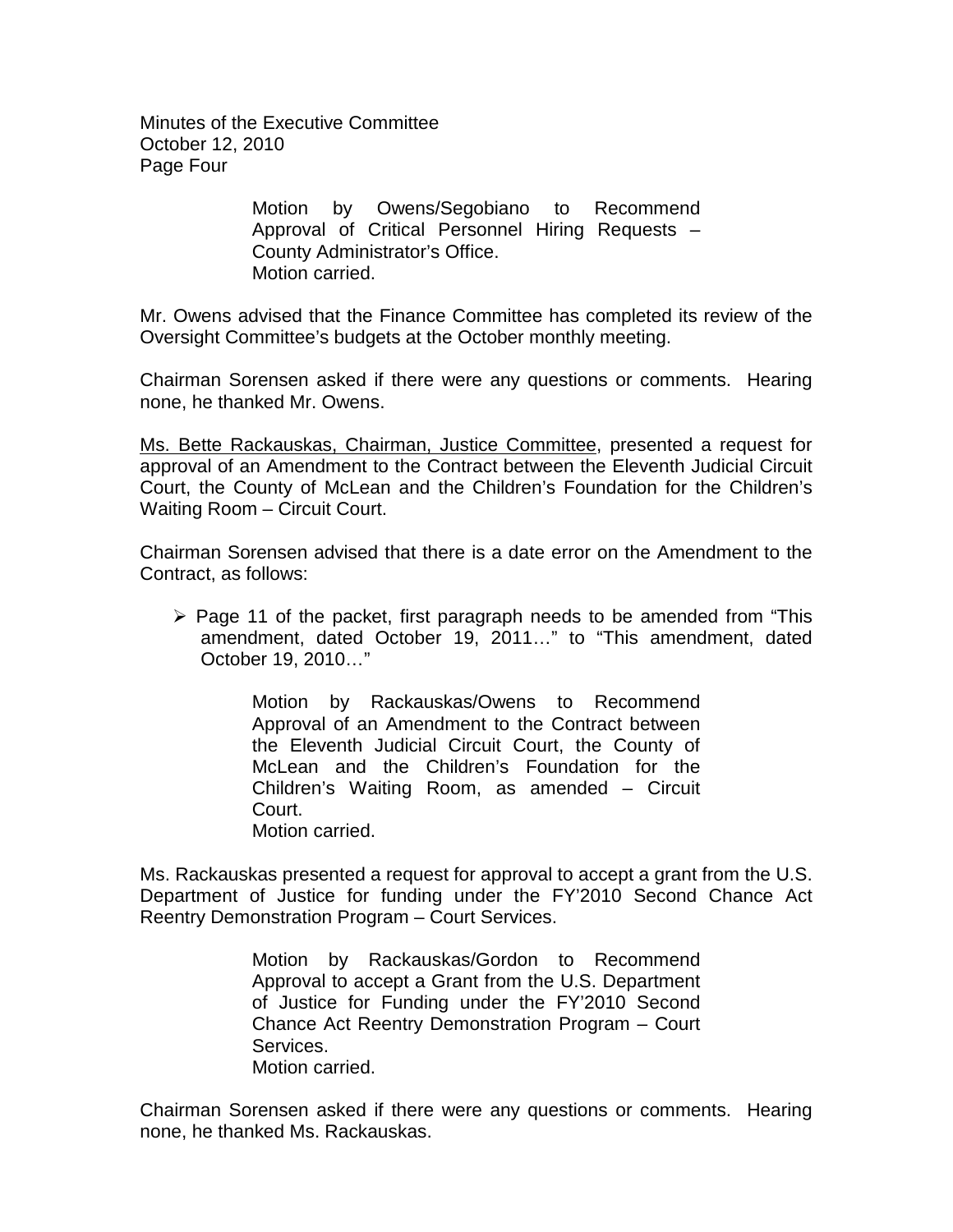Motion by Owens/Segobiano to Recommend Approval of Critical Personnel Hiring Requests – County Administrator's Office.
Motion carried.

Mr. Owens advised that the Finance Committee has completed its review of the Oversight Committee's budgets at the October monthly meeting.

Chairman Sorensen asked if there were any questions or comments. Hearing none, he thanked Mr. Owens.

Ms. Bette Rackauskas, Chairman, Justice Committee, presented a request for approval of an Amendment to the Contract between the Eleventh Judicial Circuit Court, the County of McLean and the Children's Foundation for the Children's Waiting Room – Circuit Court.

Chairman Sorensen advised that there is a date error on the Amendment to the Contract, as follows:

- Page 11 of the packet, first paragraph needs to be amended from "This amendment, dated October 19, 2011…" to "This amendment, dated October 19, 2010…"

Motion by Rackauskas/Owens to Recommend Approval of an Amendment to the Contract between the Eleventh Judicial Circuit Court, the County of McLean and the Children's Foundation for the Children's Waiting Room, as amended – Circuit Court.
Motion carried.

Ms. Rackauskas presented a request for approval to accept a grant from the U.S. Department of Justice for funding under the FY'2010 Second Chance Act Reentry Demonstration Program – Court Services.

Motion by Rackauskas/Gordon to Recommend Approval to accept a Grant from the U.S. Department of Justice for Funding under the FY'2010 Second Chance Act Reentry Demonstration Program – Court Services.
Motion carried.

Chairman Sorensen asked if there were any questions or comments. Hearing none, he thanked Ms. Rackauskas.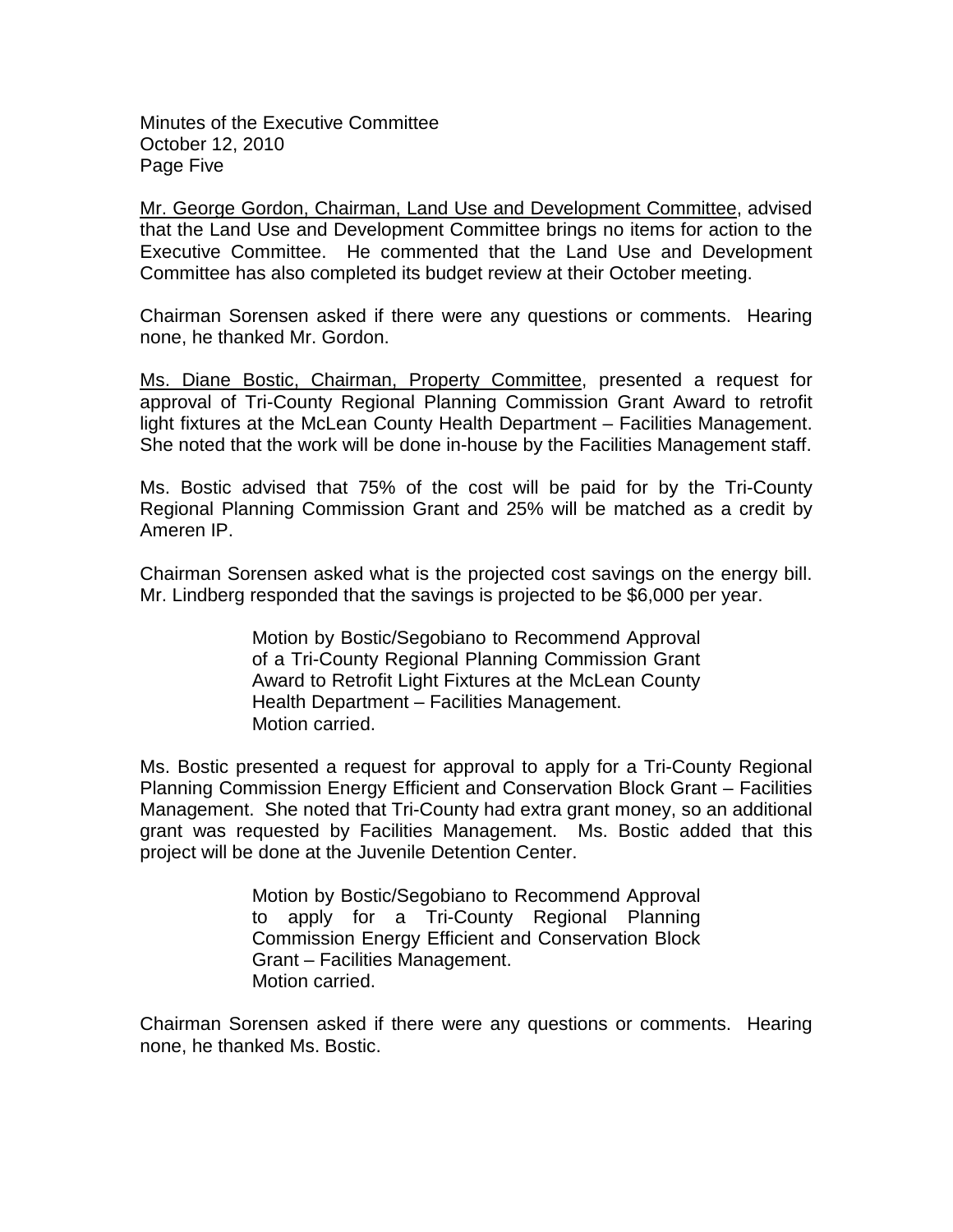Mr. George Gordon, Chairman, Land Use and Development Committee, advised that the Land Use and Development Committee brings no items for action to the Executive Committee. He commented that the Land Use and Development Committee has also completed its budget review at their October meeting.

Chairman Sorensen asked if there were any questions or comments. Hearing none, he thanked Mr. Gordon.

Ms. Diane Bostic, Chairman, Property Committee, presented a request for approval of Tri-County Regional Planning Commission Grant Award to retrofit light fixtures at the McLean County Health Department – Facilities Management. She noted that the work will be done in-house by the Facilities Management staff.

Ms. Bostic advised that 75% of the cost will be paid for by the Tri-County Regional Planning Commission Grant and 25% will be matched as a credit by Ameren IP.

Chairman Sorensen asked what is the projected cost savings on the energy bill. Mr. Lindberg responded that the savings is projected to be $6,000 per year.

> Motion by Bostic/Segobiano to Recommend Approval of a Tri-County Regional Planning Commission Grant Award to Retrofit Light Fixtures at the McLean County Health Department – Facilities Management.
> Motion carried.

Ms. Bostic presented a request for approval to apply for a Tri-County Regional Planning Commission Energy Efficient and Conservation Block Grant – Facilities Management. She noted that Tri-County had extra grant money, so an additional grant was requested by Facilities Management. Ms. Bostic added that this project will be done at the Juvenile Detention Center.

> Motion by Bostic/Segobiano to Recommend Approval to apply for a Tri-County Regional Planning Commission Energy Efficient and Conservation Block Grant – Facilities Management.
> Motion carried.

Chairman Sorensen asked if there were any questions or comments. Hearing none, he thanked Ms. Bostic.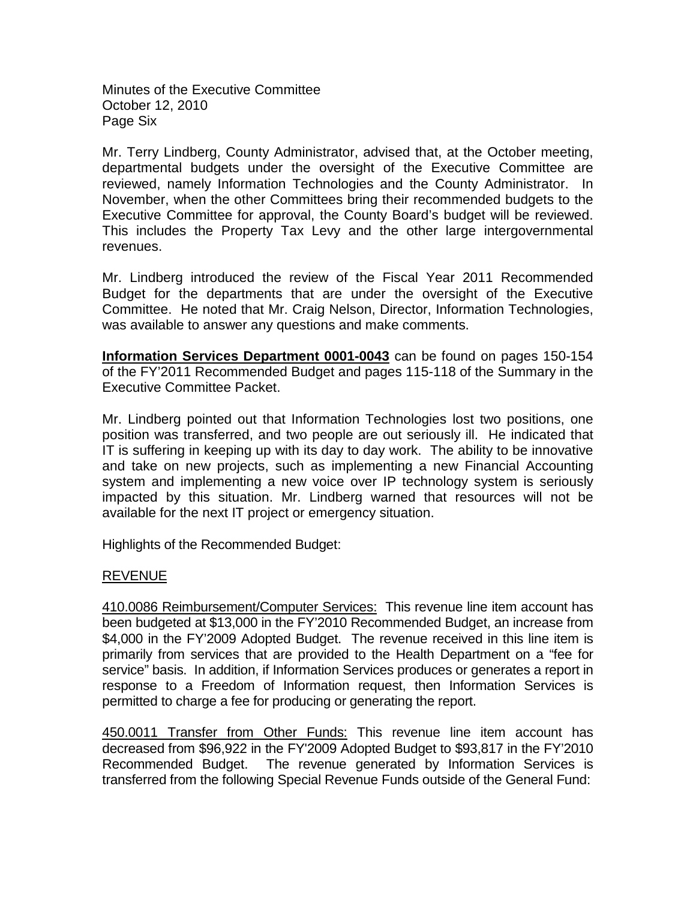Mr. Terry Lindberg, County Administrator, advised that, at the October meeting, departmental budgets under the oversight of the Executive Committee are reviewed, namely Information Technologies and the County Administrator. In November, when the other Committees bring their recommended budgets to the Executive Committee for approval, the County Board's budget will be reviewed. This includes the Property Tax Levy and the other large intergovernmental revenues.

Mr. Lindberg introduced the review of the Fiscal Year 2011 Recommended Budget for the departments that are under the oversight of the Executive Committee. He noted that Mr. Craig Nelson, Director, Information Technologies, was available to answer any questions and make comments.

**Information Services Department 0001-0043** can be found on pages 150-154 of the FY'2011 Recommended Budget and pages 115-118 of the Summary in the Executive Committee Packet.

Mr. Lindberg pointed out that Information Technologies lost two positions, one position was transferred, and two people are out seriously ill. He indicated that IT is suffering in keeping up with its day to day work. The ability to be innovative and take on new projects, such as implementing a new Financial Accounting system and implementing a new voice over IP technology system is seriously impacted by this situation. Mr. Lindberg warned that resources will not be available for the next IT project or emergency situation.

Highlights of the Recommended Budget:

REVENUE

410.0086 Reimbursement/Computer Services: This revenue line item account has been budgeted at $13,000 in the FY'2010 Recommended Budget, an increase from $4,000 in the FY'2009 Adopted Budget. The revenue received in this line item is primarily from services that are provided to the Health Department on a "fee for service" basis. In addition, if Information Services produces or generates a report in response to a Freedom of Information request, then Information Services is permitted to charge a fee for producing or generating the report.

450.0011 Transfer from Other Funds: This revenue line item account has decreased from $96,922 in the FY'2009 Adopted Budget to $93,817 in the FY'2010 Recommended Budget. The revenue generated by Information Services is transferred from the following Special Revenue Funds outside of the General Fund: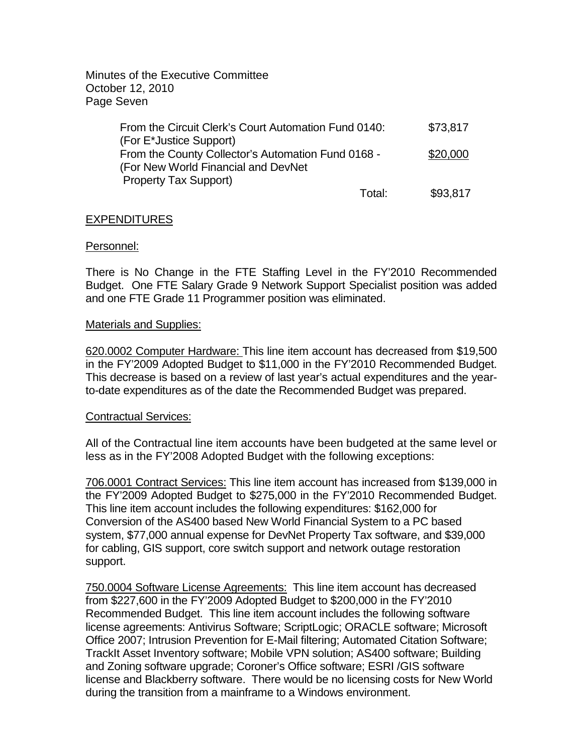| | |
|---|---|
| From the Circuit Clerk's Court Automation Fund 0140: (For E*Justice Support) | $73,817 |
| From the County Collector's Automation Fund 0168 - (For New World Financial and DevNet Property Tax Support) | $20,000 |
| Total: | $93,817 |

EXPENDITURES

Personnel:

There is No Change in the FTE Staffing Level in the FY'2010 Recommended Budget. One FTE Salary Grade 9 Network Support Specialist position was added and one FTE Grade 11 Programmer position was eliminated.

Materials and Supplies:

620.0002 Computer Hardware: This line item account has decreased from $19,500 in the FY'2009 Adopted Budget to $11,000 in the FY'2010 Recommended Budget. This decrease is based on a review of last year's actual expenditures and the year-to-date expenditures as of the date the Recommended Budget was prepared.

Contractual Services:

All of the Contractual line item accounts have been budgeted at the same level or less as in the FY'2008 Adopted Budget with the following exceptions:

706.0001 Contract Services: This line item account has increased from $139,000 in the FY'2009 Adopted Budget to $275,000 in the FY'2010 Recommended Budget. This line item account includes the following expenditures: $162,000 for Conversion of the AS400 based New World Financial System to a PC based system, $77,000 annual expense for DevNet Property Tax software, and $39,000 for cabling, GIS support, core switch support and network outage restoration support.

750.0004 Software License Agreements: This line item account has decreased from $227,600 in the FY'2009 Adopted Budget to $200,000 in the FY'2010 Recommended Budget. This line item account includes the following software license agreements: Antivirus Software; ScriptLogic; ORACLE software; Microsoft Office 2007; Intrusion Prevention for E-Mail filtering; Automated Citation Software; TrackIt Asset Inventory software; Mobile VPN solution; AS400 software; Building and Zoning software upgrade; Coroner's Office software; ESRI /GIS software license and Blackberry software. There would be no licensing costs for New World during the transition from a mainframe to a Windows environment.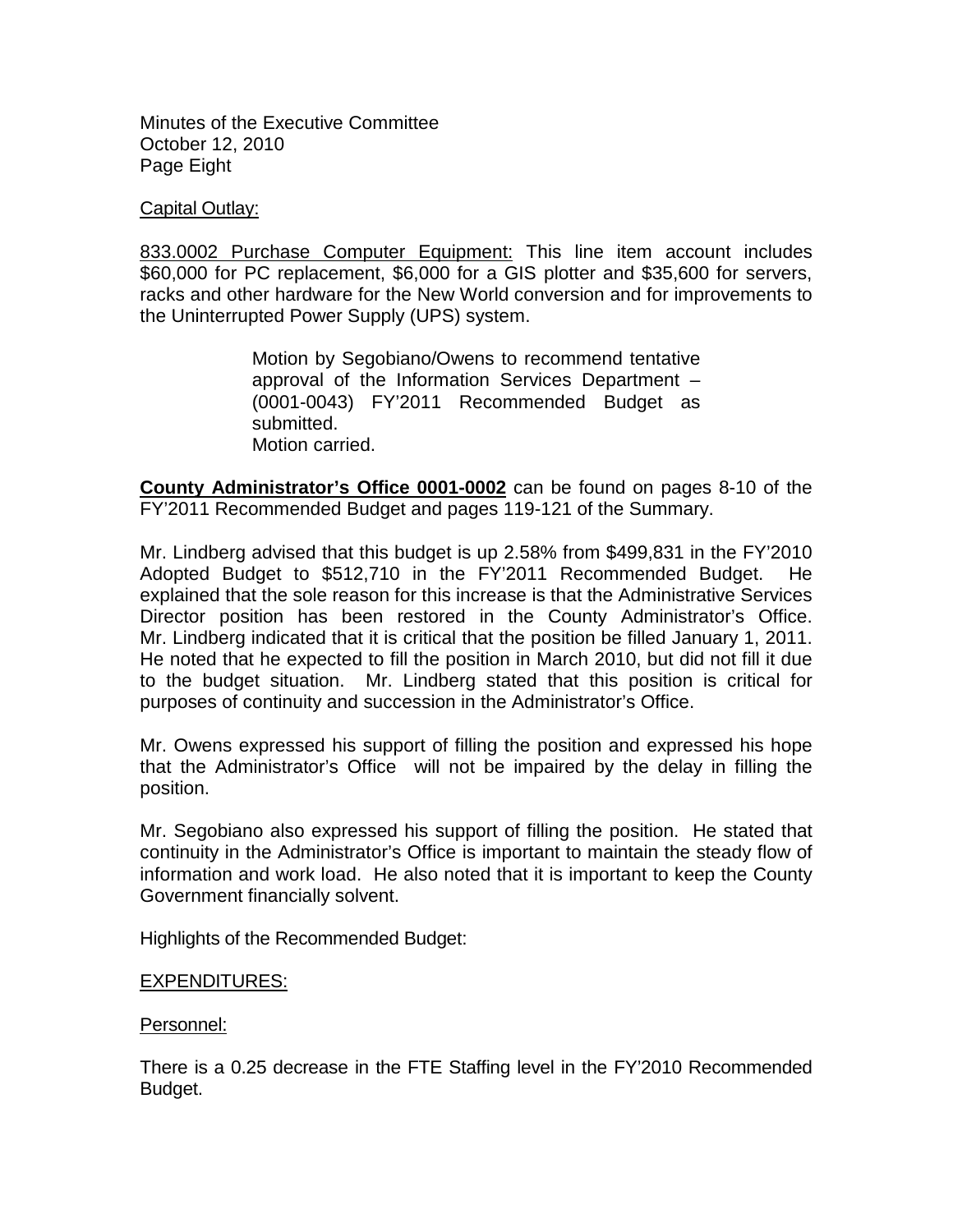Capital Outlay:

833.0002 Purchase Computer Equipment: This line item account includes $60,000 for PC replacement, $6,000 for a GIS plotter and $35,600 for servers, racks and other hardware for the New World conversion and for improvements to the Uninterrupted Power Supply (UPS) system.

> Motion by Segobiano/Owens to recommend tentative approval of the Information Services Department – (0001-0043) FY'2011 Recommended Budget as submitted.
> Motion carried.

**County Administrator's Office 0001-0002** can be found on pages 8-10 of the FY'2011 Recommended Budget and pages 119-121 of the Summary.

Mr. Lindberg advised that this budget is up 2.58% from $499,831 in the FY'2010 Adopted Budget to $512,710 in the FY'2011 Recommended Budget. He explained that the sole reason for this increase is that the Administrative Services Director position has been restored in the County Administrator's Office. Mr. Lindberg indicated that it is critical that the position be filled January 1, 2011. He noted that he expected to fill the position in March 2010, but did not fill it due to the budget situation. Mr. Lindberg stated that this position is critical for purposes of continuity and succession in the Administrator's Office.

Mr. Owens expressed his support of filling the position and expressed his hope that the Administrator's Office will not be impaired by the delay in filling the position.

Mr. Segobiano also expressed his support of filling the position. He stated that continuity in the Administrator's Office is important to maintain the steady flow of information and work load. He also noted that it is important to keep the County Government financially solvent.

Highlights of the Recommended Budget:

EXPENDITURES:

Personnel:

There is a 0.25 decrease in the FTE Staffing level in the FY'2010 Recommended Budget.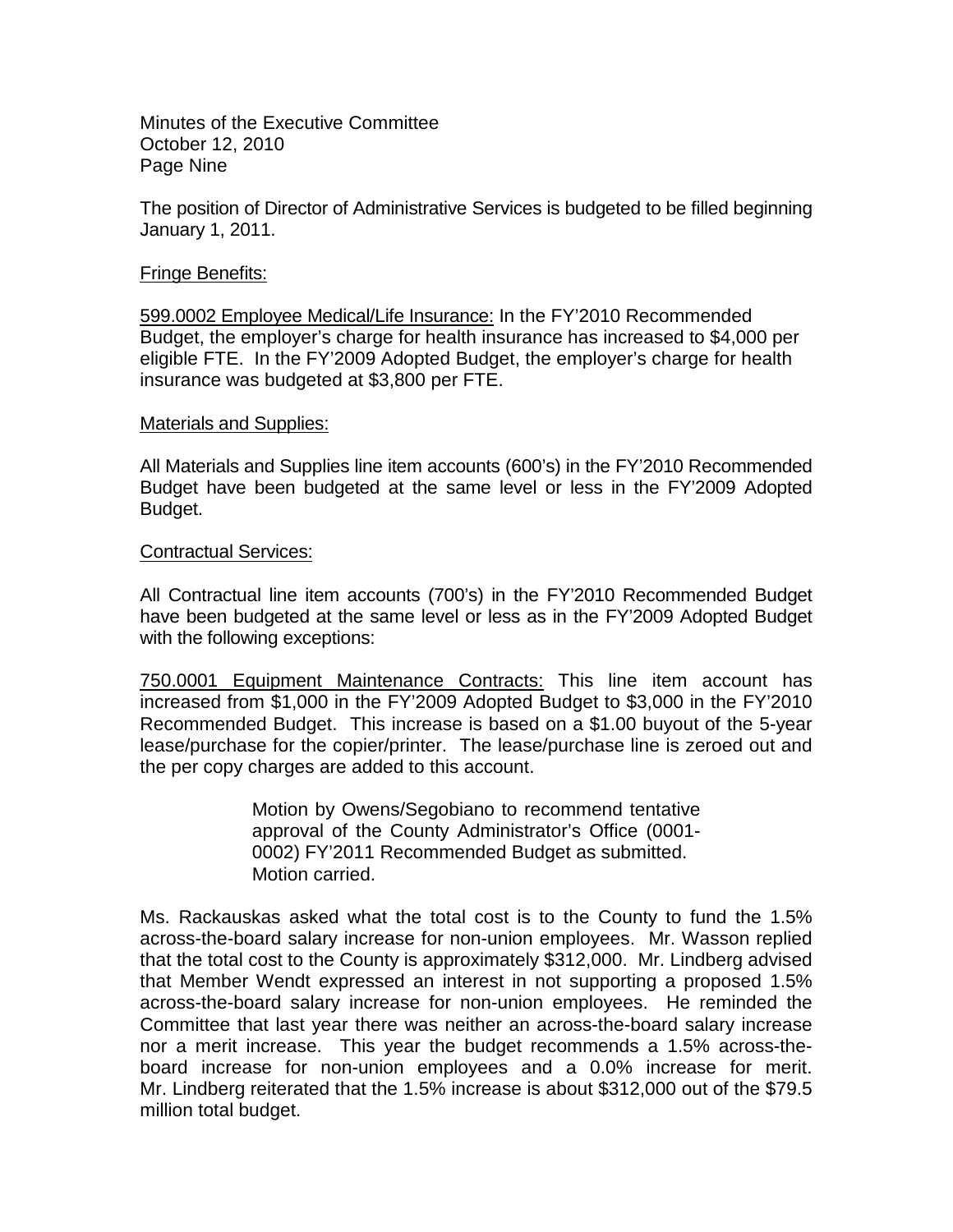The position of Director of Administrative Services is budgeted to be filled beginning January 1, 2011.

Fringe Benefits:

599.0002 Employee Medical/Life Insurance: In the FY'2010 Recommended Budget, the employer's charge for health insurance has increased to $4,000 per eligible FTE. In the FY'2009 Adopted Budget, the employer's charge for health insurance was budgeted at $3,800 per FTE.

Materials and Supplies:

All Materials and Supplies line item accounts (600's) in the FY'2010 Recommended Budget have been budgeted at the same level or less in the FY'2009 Adopted Budget.

Contractual Services:

All Contractual line item accounts (700's) in the FY'2010 Recommended Budget have been budgeted at the same level or less as in the FY'2009 Adopted Budget with the following exceptions:

750.0001 Equipment Maintenance Contracts: This line item account has increased from $1,000 in the FY'2009 Adopted Budget to $3,000 in the FY'2010 Recommended Budget. This increase is based on a $1.00 buyout of the 5-year lease/purchase for the copier/printer. The lease/purchase line is zeroed out and the per copy charges are added to this account.

> Motion by Owens/Segobiano to recommend tentative approval of the County Administrator's Office (0001-0002) FY'2011 Recommended Budget as submitted. Motion carried.

Ms. Rackauskas asked what the total cost is to the County to fund the 1.5% across-the-board salary increase for non-union employees. Mr. Wasson replied that the total cost to the County is approximately $312,000. Mr. Lindberg advised that Member Wendt expressed an interest in not supporting a proposed 1.5% across-the-board salary increase for non-union employees. He reminded the Committee that last year there was neither an across-the-board salary increase nor a merit increase. This year the budget recommends a 1.5% across-the-board increase for non-union employees and a 0.0% increase for merit. Mr. Lindberg reiterated that the 1.5% increase is about $312,000 out of the $79.5 million total budget.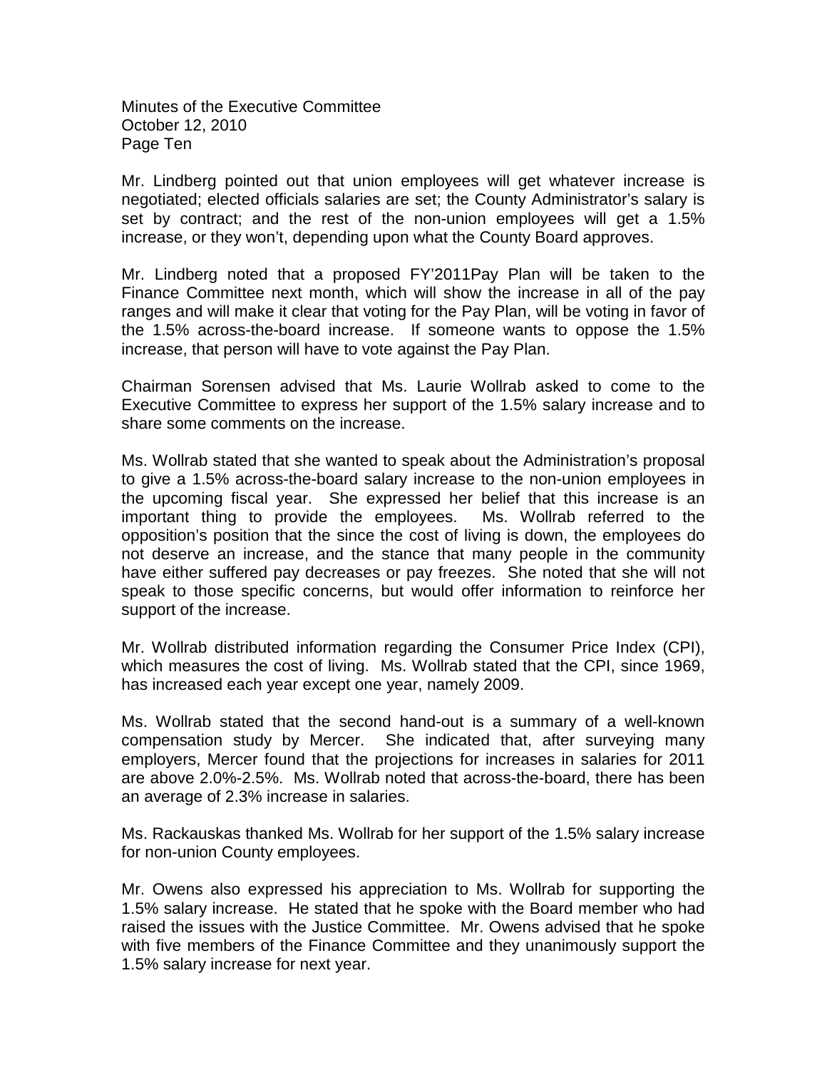Mr. Lindberg pointed out that union employees will get whatever increase is negotiated; elected officials salaries are set; the County Administrator's salary is set by contract; and the rest of the non-union employees will get a 1.5% increase, or they won't, depending upon what the County Board approves.

Mr. Lindberg noted that a proposed FY'2011Pay Plan will be taken to the Finance Committee next month, which will show the increase in all of the pay ranges and will make it clear that voting for the Pay Plan, will be voting in favor of the 1.5% across-the-board increase. If someone wants to oppose the 1.5% increase, that person will have to vote against the Pay Plan.

Chairman Sorensen advised that Ms. Laurie Wollrab asked to come to the Executive Committee to express her support of the 1.5% salary increase and to share some comments on the increase.

Ms. Wollrab stated that she wanted to speak about the Administration's proposal to give a 1.5% across-the-board salary increase to the non-union employees in the upcoming fiscal year. She expressed her belief that this increase is an important thing to provide the employees. Ms. Wollrab referred to the opposition's position that the since the cost of living is down, the employees do not deserve an increase, and the stance that many people in the community have either suffered pay decreases or pay freezes. She noted that she will not speak to those specific concerns, but would offer information to reinforce her support of the increase.

Mr. Wollrab distributed information regarding the Consumer Price Index (CPI), which measures the cost of living. Ms. Wollrab stated that the CPI, since 1969, has increased each year except one year, namely 2009.

Ms. Wollrab stated that the second hand-out is a summary of a well-known compensation study by Mercer. She indicated that, after surveying many employers, Mercer found that the projections for increases in salaries for 2011 are above 2.0%-2.5%. Ms. Wollrab noted that across-the-board, there has been an average of 2.3% increase in salaries.

Ms. Rackauskas thanked Ms. Wollrab for her support of the 1.5% salary increase for non-union County employees.

Mr. Owens also expressed his appreciation to Ms. Wollrab for supporting the 1.5% salary increase. He stated that he spoke with the Board member who had raised the issues with the Justice Committee. Mr. Owens advised that he spoke with five members of the Finance Committee and they unanimously support the 1.5% salary increase for next year.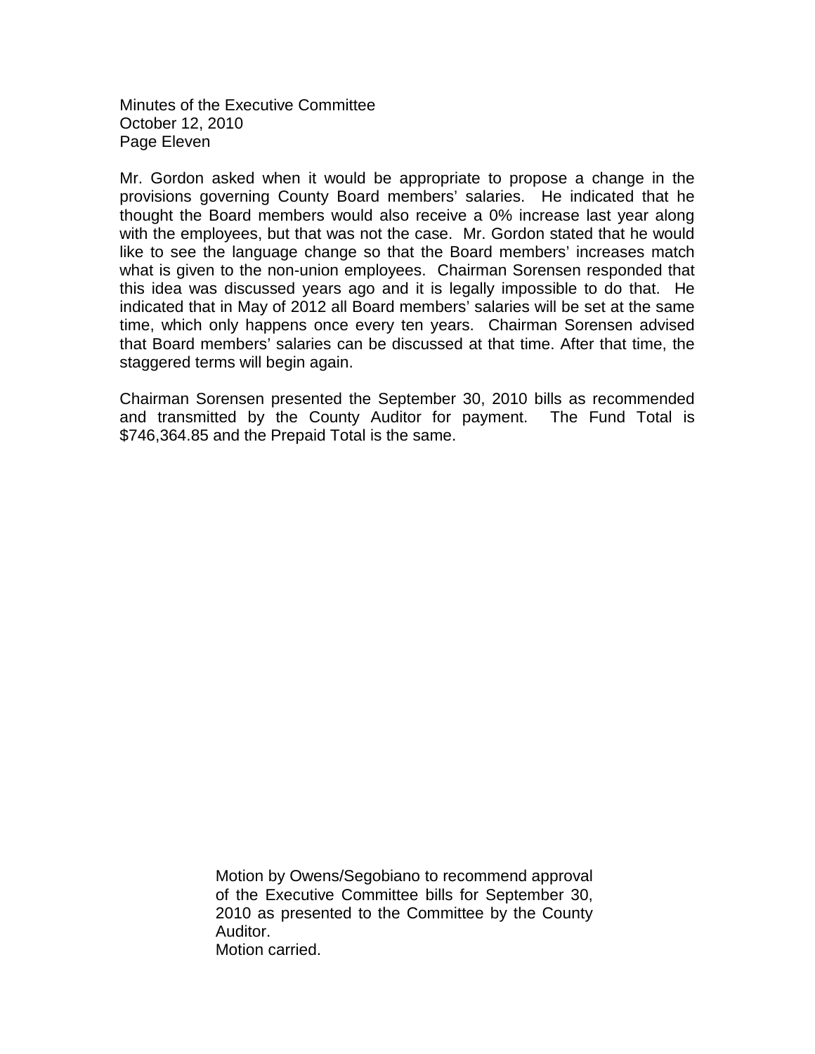Mr. Gordon asked when it would be appropriate to propose a change in the provisions governing County Board members' salaries. He indicated that he thought the Board members would also receive a 0% increase last year along with the employees, but that was not the case. Mr. Gordon stated that he would like to see the language change so that the Board members' increases match what is given to the non-union employees. Chairman Sorensen responded that this idea was discussed years ago and it is legally impossible to do that. He indicated that in May of 2012 all Board members' salaries will be set at the same time, which only happens once every ten years. Chairman Sorensen advised that Board members' salaries can be discussed at that time. After that time, the staggered terms will begin again.

Chairman Sorensen presented the September 30, 2010 bills as recommended and transmitted by the County Auditor for payment. The Fund Total is $746,364.85 and the Prepaid Total is the same.

> Motion by Owens/Segobiano to recommend approval of the Executive Committee bills for September 30, 2010 as presented to the Committee by the County Auditor.
> Motion carried.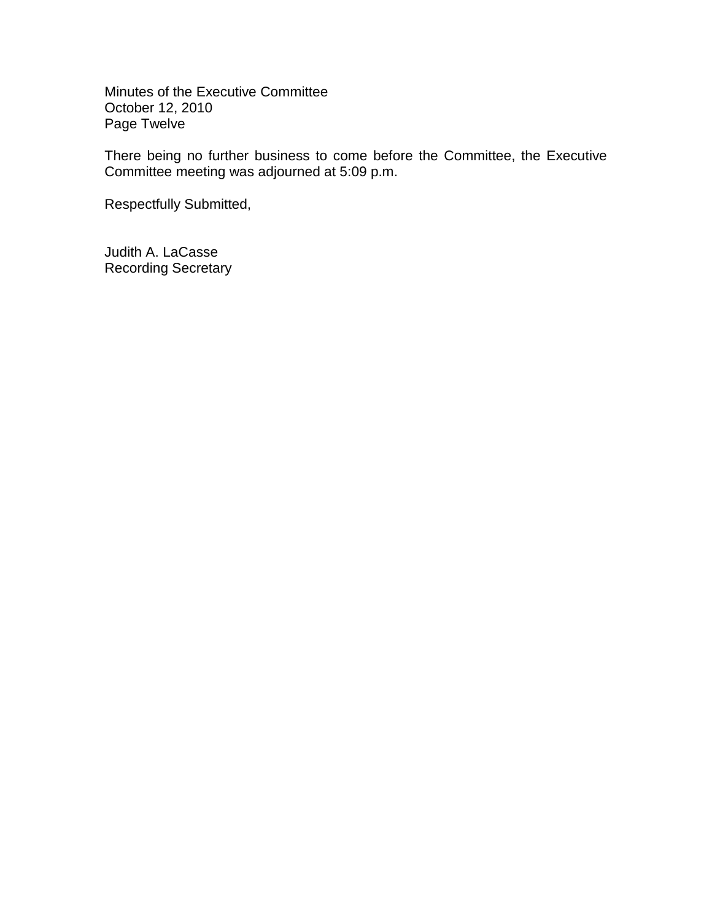There being no further business to come before the Committee, the Executive Committee meeting was adjourned at 5:09 p.m.

Respectfully Submitted,

Judith A. LaCasse
Recording Secretary